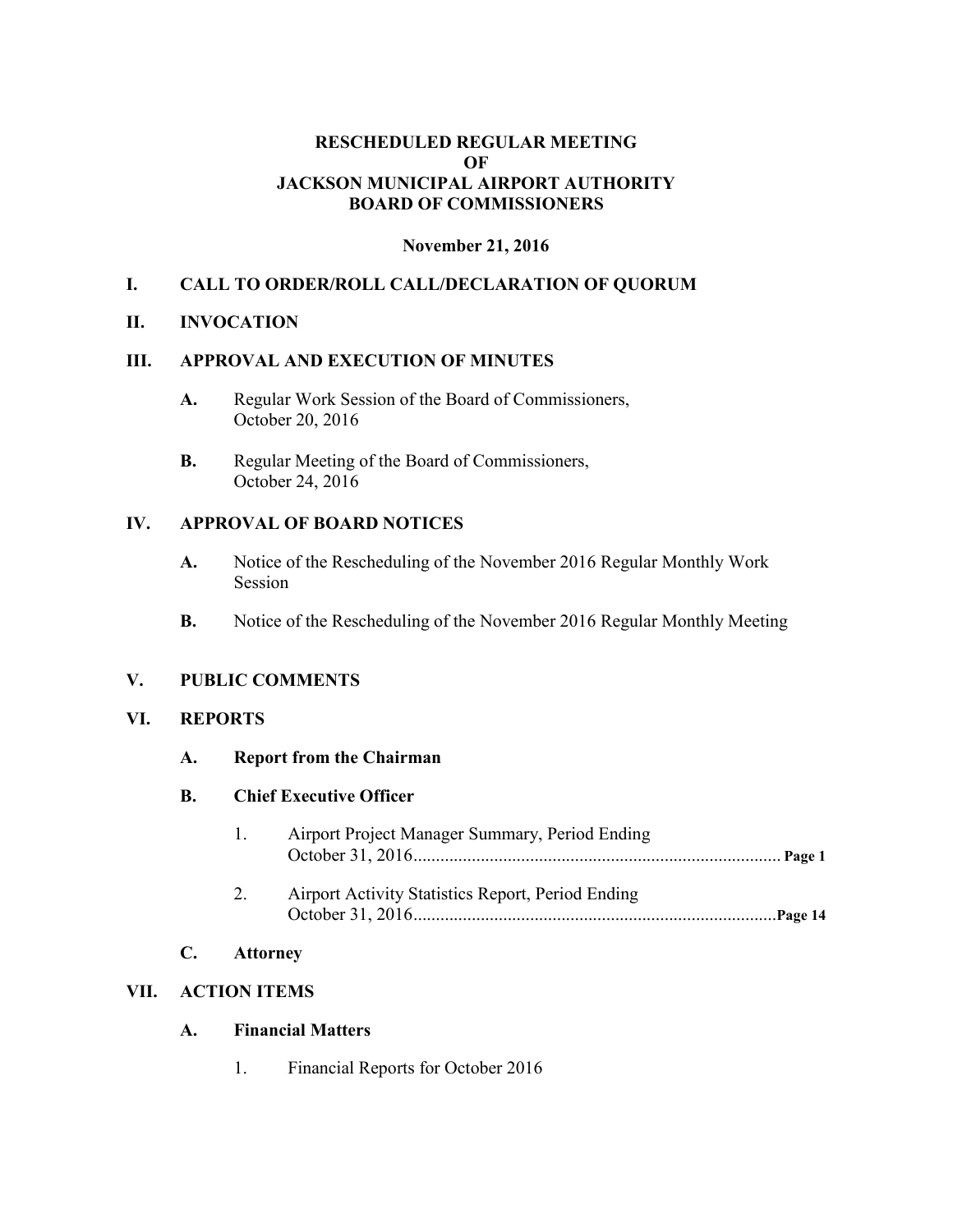# RESCHEDULED REGULAR MEETING
# OF
# JACKSON MUNICIPAL AIRPORT AUTHORITY
# BOARD OF COMMISSIONERS

**November 21, 2016**

## I. CALL TO ORDER/ROLL CALL/DECLARATION OF QUORUM

## II. INVOCATION

## III. APPROVAL AND EXECUTION OF MINUTES

**A.** Regular Work Session of the Board of Commissioners, October 20, 2016

**B.** Regular Meeting of the Board of Commissioners, October 24, 2016

## IV. APPROVAL OF BOARD NOTICES

**A.** Notice of the Rescheduling of the November 2016 Regular Monthly Work Session

**B.** Notice of the Rescheduling of the November 2016 Regular Monthly Meeting

## V. PUBLIC COMMENTS

## VI. REPORTS

### A. Report from the Chairman

### B. Chief Executive Officer

1. Airport Project Manager Summary, Period Ending October 31, 2016........................................................................... **Page 1**

2. Airport Activity Statistics Report, Period Ending October 31, 2016...........................................................................**Page 14**

### C. Attorney

## VII. ACTION ITEMS

### A. Financial Matters

1. Financial Reports for October 2016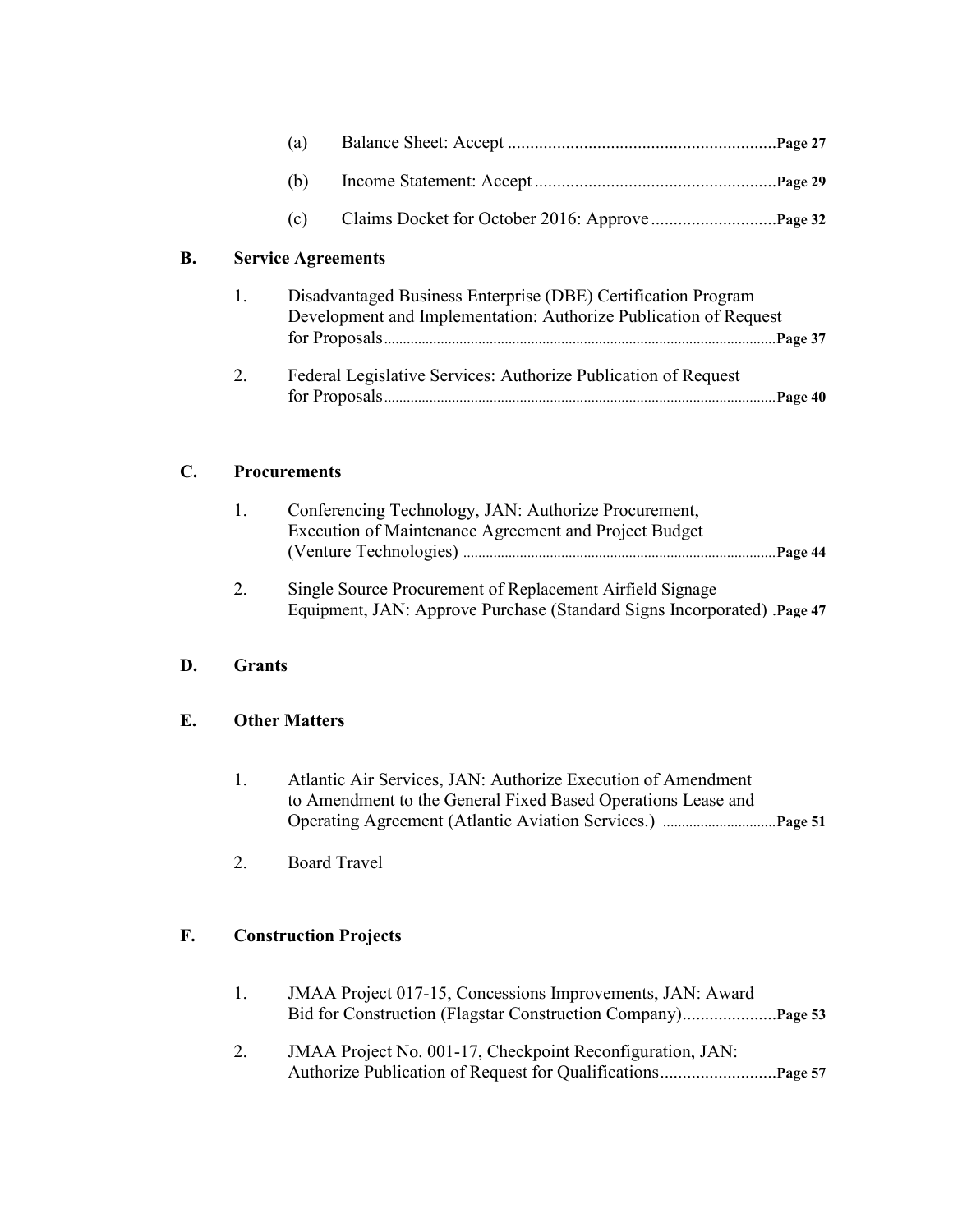(a) Balance Sheet: Accept ............................................................ **Page 27**

(b) Income Statement: Accept ...................................................... **Page 29**

(c) Claims Docket for October 2016: Approve ............................ **Page 32**

**B. Service Agreements**

1. Disadvantaged Business Enterprise (DBE) Certification Program Development and Implementation: Authorize Publication of Request for Proposals ...................................................................................................... **Page 37**

2. Federal Legislative Services: Authorize Publication of Request for Proposals ...................................................................................................... **Page 40**

**C. Procurements**

1. Conferencing Technology, JAN: Authorize Procurement, Execution of Maintenance Agreement and Project Budget (Venture Technologies) .................................................................................. **Page 44**

2. Single Source Procurement of Replacement Airfield Signage Equipment, JAN: Approve Purchase (Standard Signs Incorporated) .**Page 47**

**D. Grants**

**E. Other Matters**

1. Atlantic Air Services, JAN: Authorize Execution of Amendment to Amendment to the General Fixed Based Operations Lease and Operating Agreement (Atlantic Aviation Services.) ............................. **Page 51**

2. Board Travel

**F. Construction Projects**

1. JMAA Project 017-15, Concessions Improvements, JAN: Award Bid for Construction (Flagstar Construction Company)..................... **Page 53**

2. JMAA Project No. 001-17, Checkpoint Reconfiguration, JAN: Authorize Publication of Request for Qualifications.......................... **Page 57**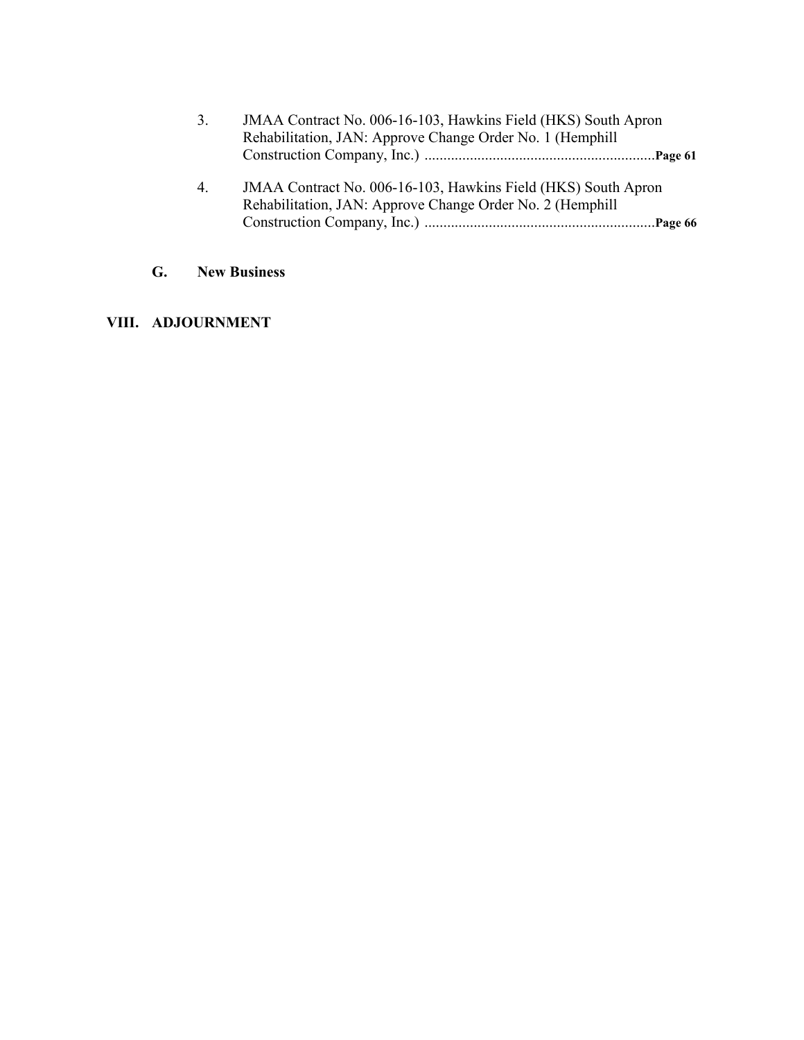3. JMAA Contract No. 006-16-103, Hawkins Field (HKS) South Apron Rehabilitation, JAN: Approve Change Order No. 1 (Hemphill Construction Company, Inc.) ............................................................**Page 61**

4. JMAA Contract No. 006-16-103, Hawkins Field (HKS) South Apron Rehabilitation, JAN: Approve Change Order No. 2 (Hemphill Construction Company, Inc.) ............................................................**Page 66**

**G. New Business**

**VIII. ADJOURNMENT**